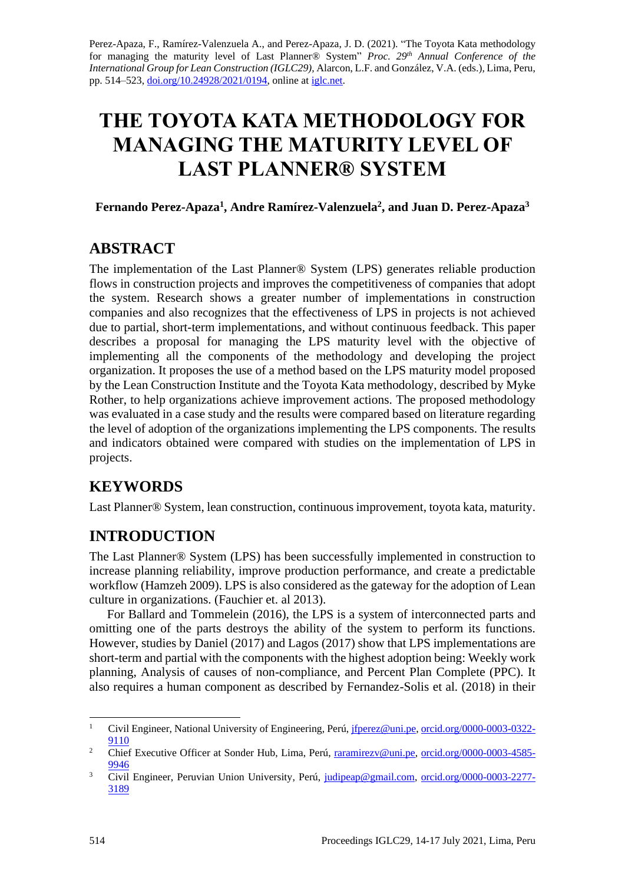Perez-Apaza, F., Ramírez-Valenzuela A., and Perez-Apaza, J. D. (2021). "The Toyota Kata methodology for managing the maturity level of Last Planner® System" *Proc. 29th Annual Conference of the International Group for Lean Construction (IGLC29),* Alarcon, L.F. and González, V.A. (eds.), Lima, Peru, pp. 514–523, doi.org/10.24928/2021/0194, online at iglc.net.

# THE TOYOTA KATA METHODOLOGY FOR MANAGING THE MATURITY LEVEL OF LAST PLANNER® SYSTEM

**Fernando Perez-Apaza[1], Andre Ramírez-Valenzuela[2], and Juan D. Perez-Apaza[3]**

## ABSTRACT

The implementation of the Last Planner® System (LPS) generates reliable production flows in construction projects and improves the competitiveness of companies that adopt the system. Research shows a greater number of implementations in construction companies and also recognizes that the effectiveness of LPS in projects is not achieved due to partial, short-term implementations, and without continuous feedback. This paper describes a proposal for managing the LPS maturity level with the objective of implementing all the components of the methodology and developing the project organization. It proposes the use of a method based on the LPS maturity model proposed by the Lean Construction Institute and the Toyota Kata methodology, described by Myke Rother, to help organizations achieve improvement actions. The proposed methodology was evaluated in a case study and the results were compared based on literature regarding the level of adoption of the organizations implementing the LPS components. The results and indicators obtained were compared with studies on the implementation of LPS in projects.

## KEYWORDS

Last Planner® System, lean construction, continuous improvement, toyota kata, maturity.

## INTRODUCTION

The Last Planner® System (LPS) has been successfully implemented in construction to increase planning reliability, improve production performance, and create a predictable workflow (Hamzeh 2009). LPS is also considered as the gateway for the adoption of Lean culture in organizations. (Fauchier et. al 2013).

For Ballard and Tommelein (2016), the LPS is a system of interconnected parts and omitting one of the parts destroys the ability of the system to perform its functions. However, studies by Daniel (2017) and Lagos (2017) show that LPS implementations are short-term and partial with the components with the highest adoption being: Weekly work planning, Analysis of causes of non-compliance, and Percent Plan Complete (PPC). It also requires a human component as described by Fernandez-Solis et al. (2018) in their

---

[1] Civil Engineer, National University of Engineering, Perú, jfperez@uni.pe, orcid.org/0000-0003-0322-9110

[2] Chief Executive Officer at Sonder Hub, Lima, Perú, raramirezv@uni.pe, orcid.org/0000-0003-4585-9946

[3] Civil Engineer, Peruvian Union University, Perú, judipeap@gmail.com, orcid.org/0000-0003-2277-3189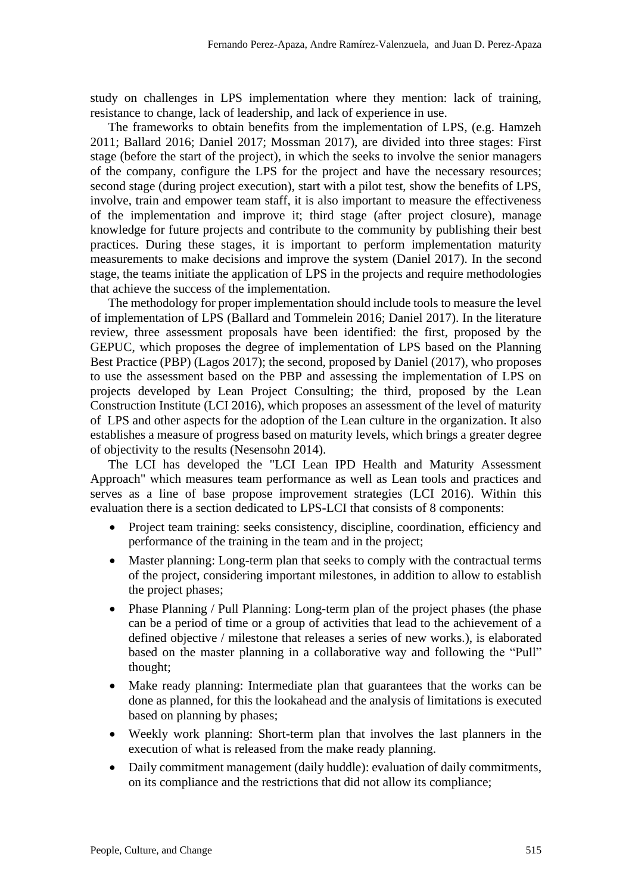study on challenges in LPS implementation where they mention: lack of training, resistance to change, lack of leadership, and lack of experience in use.

The frameworks to obtain benefits from the implementation of LPS, (e.g. Hamzeh 2011; Ballard 2016; Daniel 2017; Mossman 2017), are divided into three stages: First stage (before the start of the project), in which the seeks to involve the senior managers of the company, configure the LPS for the project and have the necessary resources; second stage (during project execution), start with a pilot test, show the benefits of LPS, involve, train and empower team staff, it is also important to measure the effectiveness of the implementation and improve it; third stage (after project closure), manage knowledge for future projects and contribute to the community by publishing their best practices. During these stages, it is important to perform implementation maturity measurements to make decisions and improve the system (Daniel 2017). In the second stage, the teams initiate the application of LPS in the projects and require methodologies that achieve the success of the implementation.

The methodology for proper implementation should include tools to measure the level of implementation of LPS (Ballard and Tommelein 2016; Daniel 2017). In the literature review, three assessment proposals have been identified: the first, proposed by the GEPUC, which proposes the degree of implementation of LPS based on the Planning Best Practice (PBP) (Lagos 2017); the second, proposed by Daniel (2017), who proposes to use the assessment based on the PBP and assessing the implementation of LPS on projects developed by Lean Project Consulting; the third, proposed by the Lean Construction Institute (LCI 2016), which proposes an assessment of the level of maturity of LPS and other aspects for the adoption of the Lean culture in the organization. It also establishes a measure of progress based on maturity levels, which brings a greater degree of objectivity to the results (Nesensohn 2014).

The LCI has developed the "LCI Lean IPD Health and Maturity Assessment Approach" which measures team performance as well as Lean tools and practices and serves as a line of base propose improvement strategies (LCI 2016). Within this evaluation there is a section dedicated to LPS-LCI that consists of 8 components:

- Project team training: seeks consistency, discipline, coordination, efficiency and performance of the training in the team and in the project;
- Master planning: Long-term plan that seeks to comply with the contractual terms of the project, considering important milestones, in addition to allow to establish the project phases;
- Phase Planning / Pull Planning: Long-term plan of the project phases (the phase can be a period of time or a group of activities that lead to the achievement of a defined objective / milestone that releases a series of new works.), is elaborated based on the master planning in a collaborative way and following the “Pull” thought;
- Make ready planning: Intermediate plan that guarantees that the works can be done as planned, for this the lookahead and the analysis of limitations is executed based on planning by phases;
- Weekly work planning: Short-term plan that involves the last planners in the execution of what is released from the make ready planning.
- Daily commitment management (daily huddle): evaluation of daily commitments, on its compliance and the restrictions that did not allow its compliance;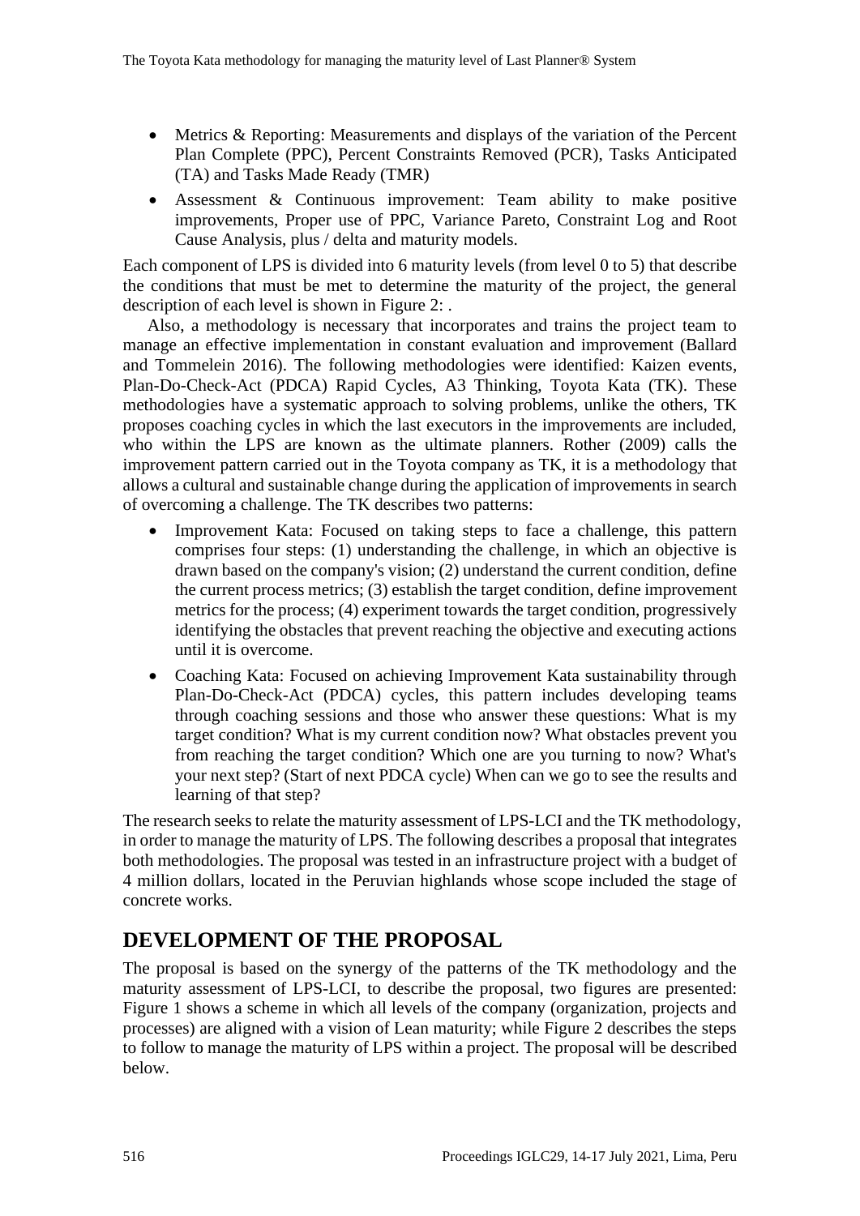- Metrics & Reporting: Measurements and displays of the variation of the Percent Plan Complete (PPC), Percent Constraints Removed (PCR), Tasks Anticipated (TA) and Tasks Made Ready (TMR)
- Assessment & Continuous improvement: Team ability to make positive improvements, Proper use of PPC, Variance Pareto, Constraint Log and Root Cause Analysis, plus / delta and maturity models.

Each component of LPS is divided into 6 maturity levels (from level 0 to 5) that describe the conditions that must be met to determine the maturity of the project, the general description of each level is shown in Figure 2: .

Also, a methodology is necessary that incorporates and trains the project team to manage an effective implementation in constant evaluation and improvement (Ballard and Tommelein 2016). The following methodologies were identified: Kaizen events, Plan-Do-Check-Act (PDCA) Rapid Cycles, A3 Thinking, Toyota Kata (TK). These methodologies have a systematic approach to solving problems, unlike the others, TK proposes coaching cycles in which the last executors in the improvements are included, who within the LPS are known as the ultimate planners. Rother (2009) calls the improvement pattern carried out in the Toyota company as TK, it is a methodology that allows a cultural and sustainable change during the application of improvements in search of overcoming a challenge. The TK describes two patterns:

- Improvement Kata: Focused on taking steps to face a challenge, this pattern comprises four steps: (1) understanding the challenge, in which an objective is drawn based on the company's vision; (2) understand the current condition, define the current process metrics; (3) establish the target condition, define improvement metrics for the process; (4) experiment towards the target condition, progressively identifying the obstacles that prevent reaching the objective and executing actions until it is overcome.
- Coaching Kata: Focused on achieving Improvement Kata sustainability through Plan-Do-Check-Act (PDCA) cycles, this pattern includes developing teams through coaching sessions and those who answer these questions: What is my target condition? What is my current condition now? What obstacles prevent you from reaching the target condition? Which one are you turning to now? What's your next step? (Start of next PDCA cycle) When can we go to see the results and learning of that step?

The research seeks to relate the maturity assessment of LPS-LCI and the TK methodology, in order to manage the maturity of LPS. The following describes a proposal that integrates both methodologies. The proposal was tested in an infrastructure project with a budget of 4 million dollars, located in the Peruvian highlands whose scope included the stage of concrete works.

## DEVELOPMENT OF THE PROPOSAL

The proposal is based on the synergy of the patterns of the TK methodology and the maturity assessment of LPS-LCI, to describe the proposal, two figures are presented: Figure 1 shows a scheme in which all levels of the company (organization, projects and processes) are aligned with a vision of Lean maturity; while Figure 2 describes the steps to follow to manage the maturity of LPS within a project. The proposal will be described below.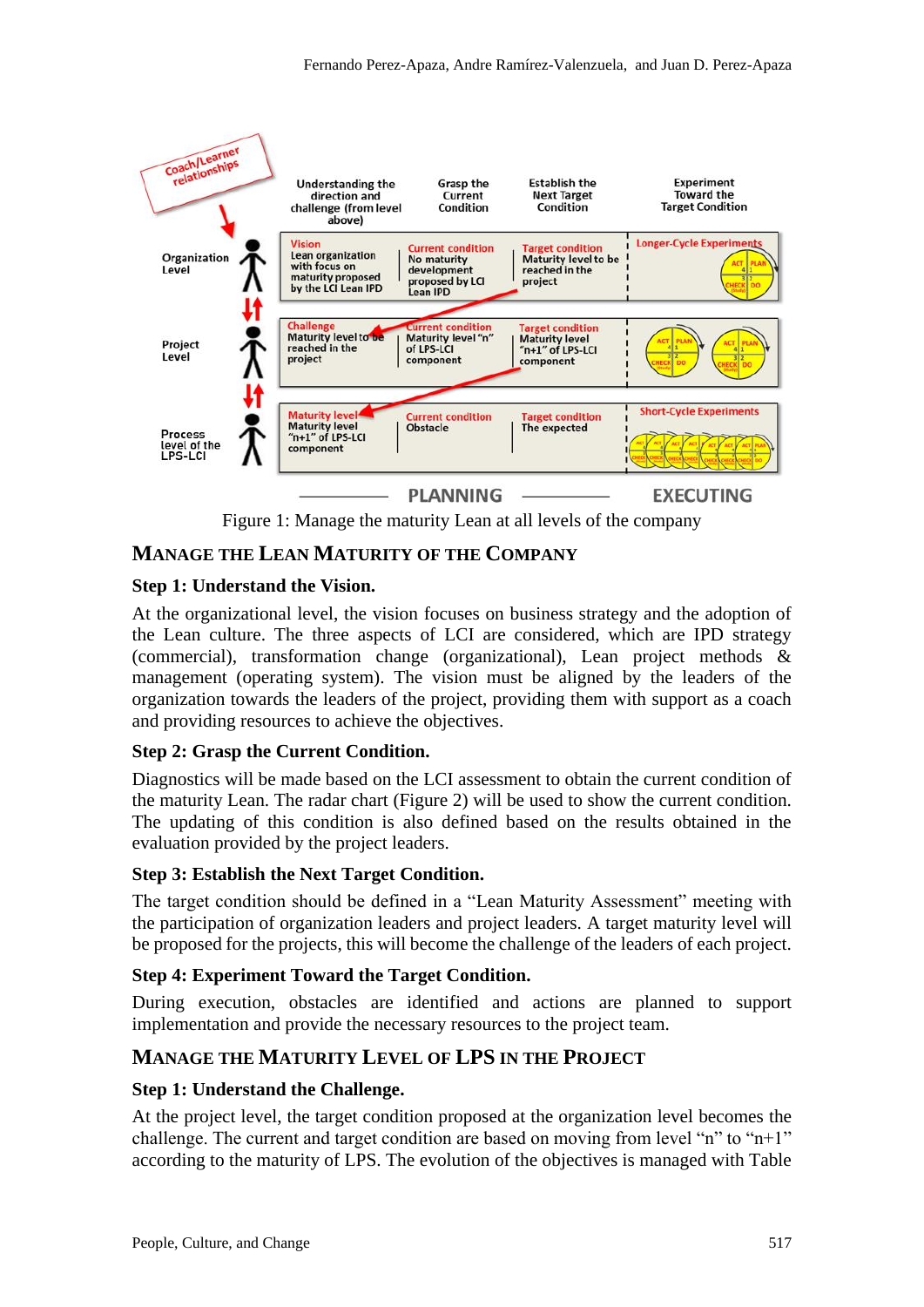Figure 1: Manage the maturity Lean at all levels of the company

## MANAGE THE LEAN MATURITY OF THE COMPANY

### Step 1: Understand the Vision.

At the organizational level, the vision focuses on business strategy and the adoption of the Lean culture. The three aspects of LCI are considered, which are IPD strategy (commercial), transformation change (organizational), Lean project methods & management (operating system). The vision must be aligned by the leaders of the organization towards the leaders of the project, providing them with support as a coach and providing resources to achieve the objectives.

### Step 2: Grasp the Current Condition.

Diagnostics will be made based on the LCI assessment to obtain the current condition of the maturity Lean. The radar chart (Figure 2) will be used to show the current condition. The updating of this condition is also defined based on the results obtained in the evaluation provided by the project leaders.

### Step 3: Establish the Next Target Condition.

The target condition should be defined in a "Lean Maturity Assessment" meeting with the participation of organization leaders and project leaders. A target maturity level will be proposed for the projects, this will become the challenge of the leaders of each project.

### Step 4: Experiment Toward the Target Condition.

During execution, obstacles are identified and actions are planned to support implementation and provide the necessary resources to the project team.

## MANAGE THE MATURITY LEVEL OF LPS IN THE PROJECT

### Step 1: Understand the Challenge.

At the project level, the target condition proposed at the organization level becomes the challenge. The current and target condition are based on moving from level "n" to "n+1" according to the maturity of LPS. The evolution of the objectives is managed with Table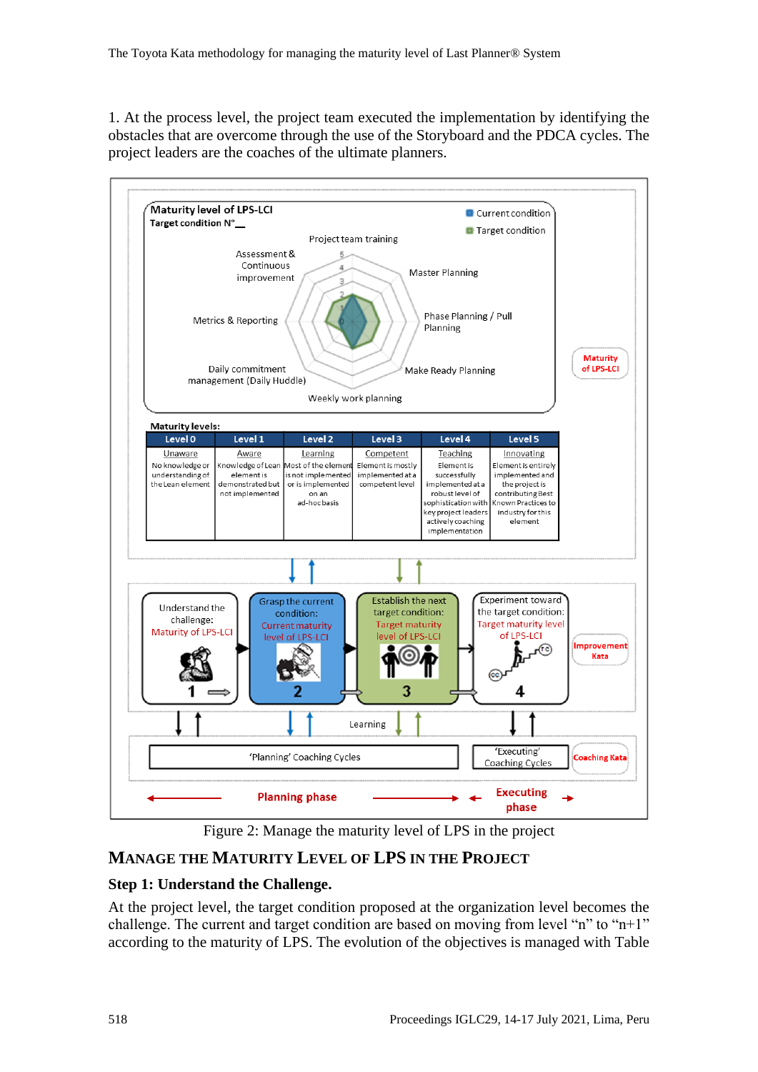1. At the process level, the project team executed the implementation by identifying the obstacles that are overcome through the use of the Storyboard and the PDCA cycles. The project leaders are the coaches of the ultimate planners.

Figure 2: Manage the maturity level of LPS in the project

## MANAGE THE MATURITY LEVEL OF LPS IN THE PROJECT

### Step 1: Understand the Challenge.

At the project level, the target condition proposed at the organization level becomes the challenge. The current and target condition are based on moving from level "n" to "n+1" according to the maturity of LPS. The evolution of the objectives is managed with Table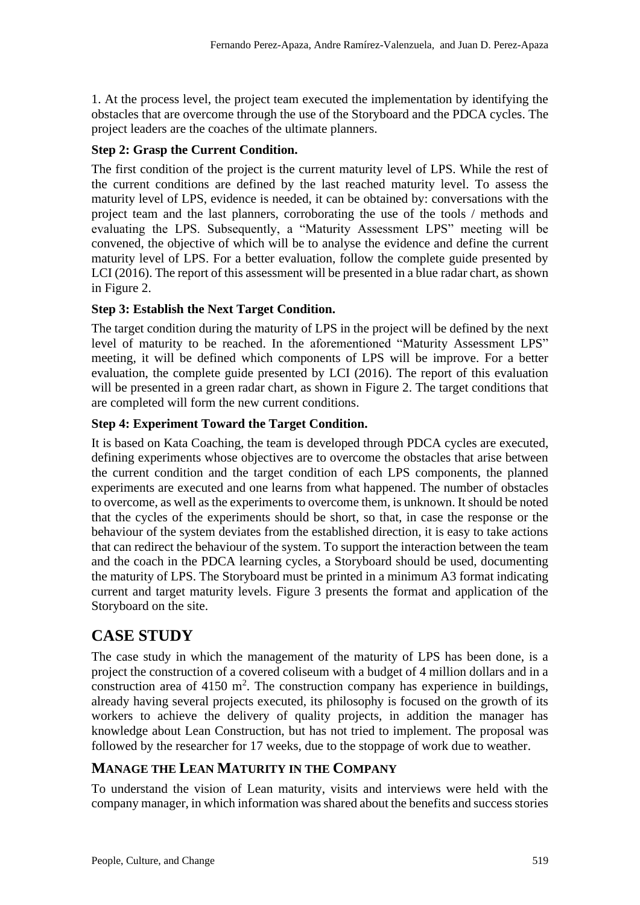1. At the process level, the project team executed the implementation by identifying the obstacles that are overcome through the use of the Storyboard and the PDCA cycles. The project leaders are the coaches of the ultimate planners.

**Step 2: Grasp the Current Condition.**

The first condition of the project is the current maturity level of LPS. While the rest of the current conditions are defined by the last reached maturity level. To assess the maturity level of LPS, evidence is needed, it can be obtained by: conversations with the project team and the last planners, corroborating the use of the tools / methods and evaluating the LPS. Subsequently, a "Maturity Assessment LPS" meeting will be convened, the objective of which will be to analyse the evidence and define the current maturity level of LPS. For a better evaluation, follow the complete guide presented by LCI (2016). The report of this assessment will be presented in a blue radar chart, as shown in Figure 2.

**Step 3: Establish the Next Target Condition.**

The target condition during the maturity of LPS in the project will be defined by the next level of maturity to be reached. In the aforementioned "Maturity Assessment LPS" meeting, it will be defined which components of LPS will be improve. For a better evaluation, the complete guide presented by LCI (2016). The report of this evaluation will be presented in a green radar chart, as shown in Figure 2. The target conditions that are completed will form the new current conditions.

**Step 4: Experiment Toward the Target Condition.**

It is based on Kata Coaching, the team is developed through PDCA cycles are executed, defining experiments whose objectives are to overcome the obstacles that arise between the current condition and the target condition of each LPS components, the planned experiments are executed and one learns from what happened. The number of obstacles to overcome, as well as the experiments to overcome them, is unknown. It should be noted that the cycles of the experiments should be short, so that, in case the response or the behaviour of the system deviates from the established direction, it is easy to take actions that can redirect the behaviour of the system. To support the interaction between the team and the coach in the PDCA learning cycles, a Storyboard should be used, documenting the maturity of LPS. The Storyboard must be printed in a minimum A3 format indicating current and target maturity levels. Figure 3 presents the format and application of the Storyboard on the site.

## CASE STUDY

The case study in which the management of the maturity of LPS has been done, is a project the construction of a covered coliseum with a budget of 4 million dollars and in a construction area of 4150 m$^2$. The construction company has experience in buildings, already having several projects executed, its philosophy is focused on the growth of its workers to achieve the delivery of quality projects, in addition the manager has knowledge about Lean Construction, but has not tried to implement. The proposal was followed by the researcher for 17 weeks, due to the stoppage of work due to weather.

### MANAGE THE LEAN MATURITY IN THE COMPANY

To understand the vision of Lean maturity, visits and interviews were held with the company manager, in which information was shared about the benefits and success stories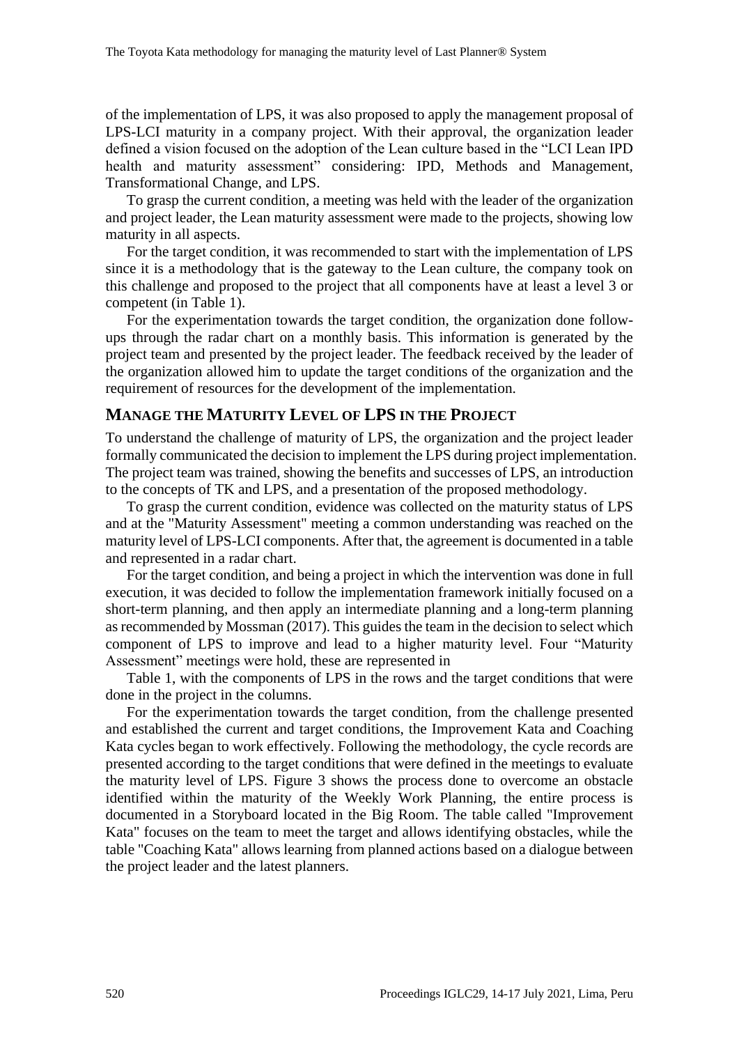of the implementation of LPS, it was also proposed to apply the management proposal of LPS-LCI maturity in a company project. With their approval, the organization leader defined a vision focused on the adoption of the Lean culture based in the "LCI Lean IPD health and maturity assessment" considering: IPD, Methods and Management, Transformational Change, and LPS.

To grasp the current condition, a meeting was held with the leader of the organization and project leader, the Lean maturity assessment were made to the projects, showing low maturity in all aspects.

For the target condition, it was recommended to start with the implementation of LPS since it is a methodology that is the gateway to the Lean culture, the company took on this challenge and proposed to the project that all components have at least a level 3 or competent (in Table 1).

For the experimentation towards the target condition, the organization done follow-ups through the radar chart on a monthly basis. This information is generated by the project team and presented by the project leader. The feedback received by the leader of the organization allowed him to update the target conditions of the organization and the requirement of resources for the development of the implementation.

## MANAGE THE MATURITY LEVEL OF LPS IN THE PROJECT

To understand the challenge of maturity of LPS, the organization and the project leader formally communicated the decision to implement the LPS during project implementation. The project team was trained, showing the benefits and successes of LPS, an introduction to the concepts of TK and LPS, and a presentation of the proposed methodology.

To grasp the current condition, evidence was collected on the maturity status of LPS and at the "Maturity Assessment" meeting a common understanding was reached on the maturity level of LPS-LCI components. After that, the agreement is documented in a table and represented in a radar chart.

For the target condition, and being a project in which the intervention was done in full execution, it was decided to follow the implementation framework initially focused on a short-term planning, and then apply an intermediate planning and a long-term planning as recommended by Mossman (2017). This guides the team in the decision to select which component of LPS to improve and lead to a higher maturity level. Four "Maturity Assessment" meetings were hold, these are represented in

Table 1, with the components of LPS in the rows and the target conditions that were done in the project in the columns.

For the experimentation towards the target condition, from the challenge presented and established the current and target conditions, the Improvement Kata and Coaching Kata cycles began to work effectively. Following the methodology, the cycle records are presented according to the target conditions that were defined in the meetings to evaluate the maturity level of LPS. Figure 3 shows the process done to overcome an obstacle identified within the maturity of the Weekly Work Planning, the entire process is documented in a Storyboard located in the Big Room. The table called "Improvement Kata" focuses on the team to meet the target and allows identifying obstacles, while the table "Coaching Kata" allows learning from planned actions based on a dialogue between the project leader and the latest planners.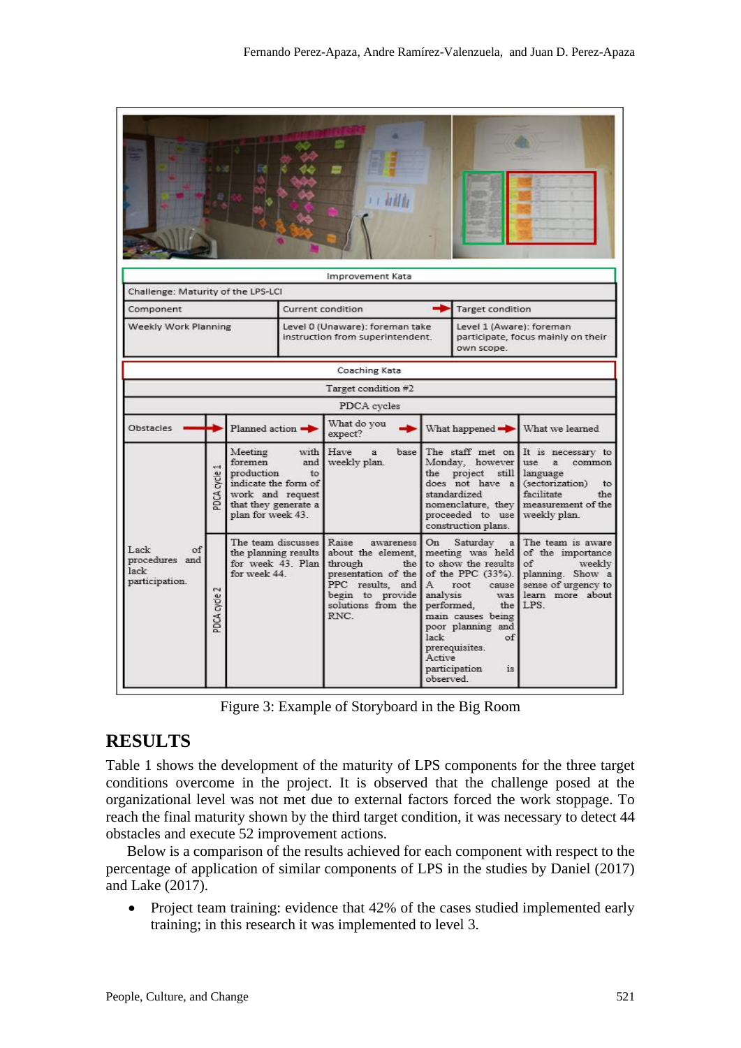| Improvement Kata | | | | |
|---|---|---|---|---|
| Challenge: Maturity of the LPS-LCI | | | | |
| Component | Current condition | | Target condition | |
| Weekly Work Planning | Level 0 (Unaware): foreman take instruction from superintendent. | | Level 1 (Aware): foreman participate, focus mainly on their own scope. | |

| Coaching Kata | | | | | |
|---|---|---|---|---|---|
| Target condition #2 | | | | | |
| PDCA cycles | | | | | |
| Obstacles | | Planned action | What do you expect? | What happened | What we learned |
| Lack of procedures and lack participation. | PDCA cycle 1 | Meeting with foremen and production to indicate the form of work and request that they generate a plan for week 43. | Have a base weekly plan. | The staff met on Monday, however the project still does not have a standardized nomenclature, they proceeded to use construction plans. | It is necessary to use a common language (sectorization) to facilitate the measurement of the weekly plan. |
| | PDCA cycle 2 | The team discusses the planning results for week 43. Plan for week 44. | Raise awareness about the element, through the presentation of the PPC results, and begin to provide solutions from the RNC. | On Saturday a meeting was held to show the results of the PPC (33%). A root cause analysis was performed, the main causes being poor planning and lack of prerequisites. Active participation is observed. | The team is aware of the importance of weekly planning. Show a sense of urgency to learn more about the LPS. |

Figure 3: Example of Storyboard in the Big Room

## RESULTS

Table 1 shows the development of the maturity of LPS components for the three target conditions overcome in the project. It is observed that the challenge posed at the organizational level was not met due to external factors forced the work stoppage. To reach the final maturity shown by the third target condition, it was necessary to detect 44 obstacles and execute 52 improvement actions.

Below is a comparison of the results achieved for each component with respect to the percentage of application of similar components of LPS in the studies by Daniel (2017) and Lake (2017).

- Project team training: evidence that 42% of the cases studied implemented early training; in this research it was implemented to level 3.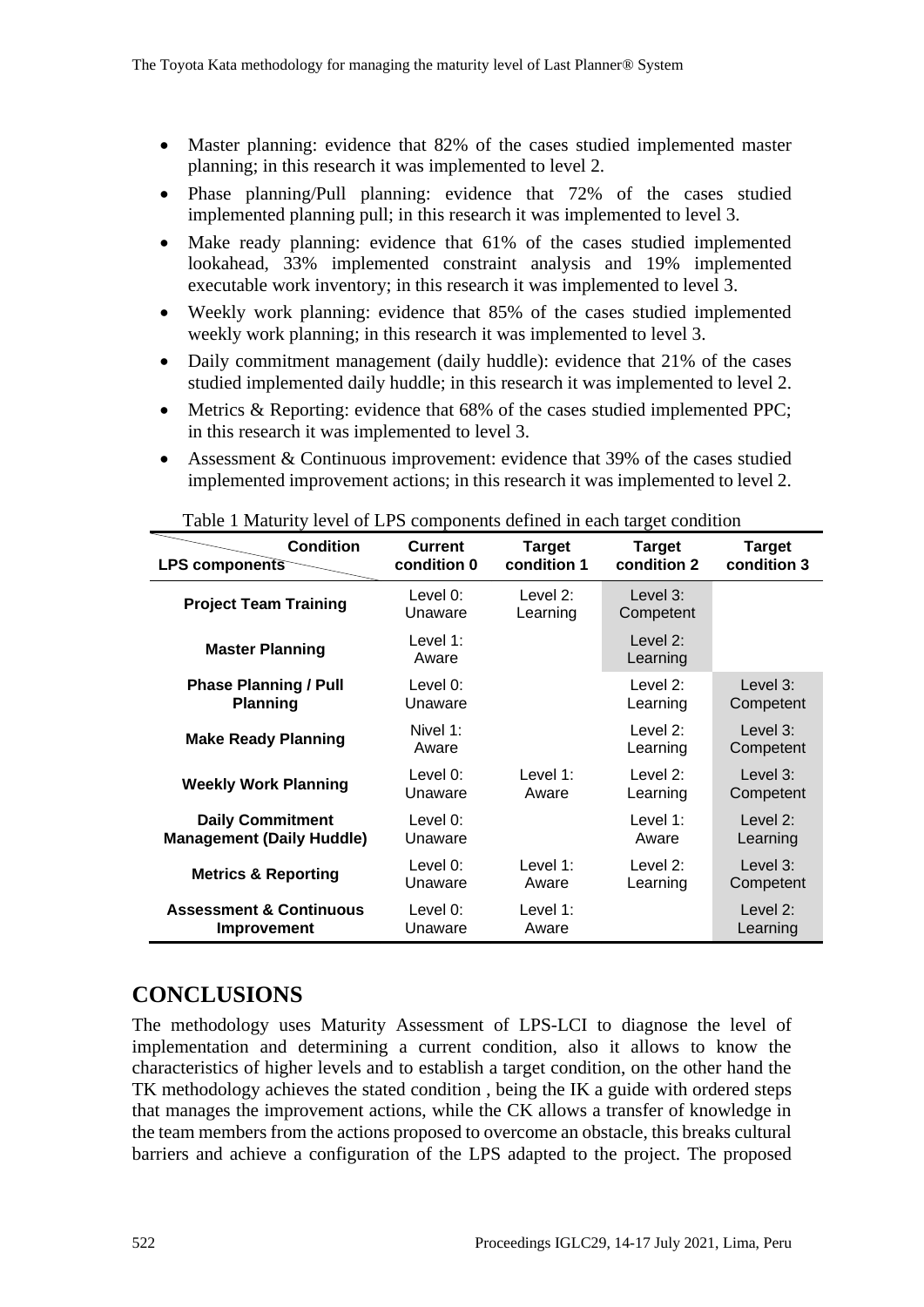- Master planning: evidence that 82% of the cases studied implemented master planning; in this research it was implemented to level 2.
- Phase planning/Pull planning: evidence that 72% of the cases studied implemented planning pull; in this research it was implemented to level 3.
- Make ready planning: evidence that 61% of the cases studied implemented lookahead, 33% implemented constraint analysis and 19% implemented executable work inventory; in this research it was implemented to level 3.
- Weekly work planning: evidence that 85% of the cases studied implemented weekly work planning; in this research it was implemented to level 3.
- Daily commitment management (daily huddle): evidence that 21% of the cases studied implemented daily huddle; in this research it was implemented to level 2.
- Metrics & Reporting: evidence that 68% of the cases studied implemented PPC; in this research it was implemented to level 3.
- Assessment & Continuous improvement: evidence that 39% of the cases studied implemented improvement actions; in this research it was implemented to level 2.

Table 1 Maturity level of LPS components defined in each target condition

| LPS components \ Condition | Current condition 0 | Target condition 1 | Target condition 2 | Target condition 3 |
|---|---|---|---|---|
| **Project Team Training** | Level 0: Unaware | Level 2: Learning | Level 3: Competent | |
| **Master Planning** | Level 1: Aware | | Level 2: Learning | |
| **Phase Planning / Pull Planning** | Level 0: Unaware | | Level 2: Learning | Level 3: Competent |
| **Make Ready Planning** | Nivel 1: Aware | | Level 2: Learning | Level 3: Competent |
| **Weekly Work Planning** | Level 0: Unaware | Level 1: Aware | Level 2: Learning | Level 3: Competent |
| **Daily Commitment Management (Daily Huddle)** | Level 0: Unaware | | Level 1: Aware | Level 2: Learning |
| **Metrics & Reporting** | Level 0: Unaware | Level 1: Aware | Level 2: Learning | Level 3: Competent |
| **Assessment & Continuous Improvement** | Level 0: Unaware | Level 1: Aware | | Level 2: Learning |

## CONCLUSIONS

The methodology uses Maturity Assessment of LPS-LCI to diagnose the level of implementation and determining a current condition, also it allows to know the characteristics of higher levels and to establish a target condition, on the other hand the TK methodology achieves the stated condition , being the IK a guide with ordered steps that manages the improvement actions, while the CK allows a transfer of knowledge in the team members from the actions proposed to overcome an obstacle, this breaks cultural barriers and achieve a configuration of the LPS adapted to the project. The proposed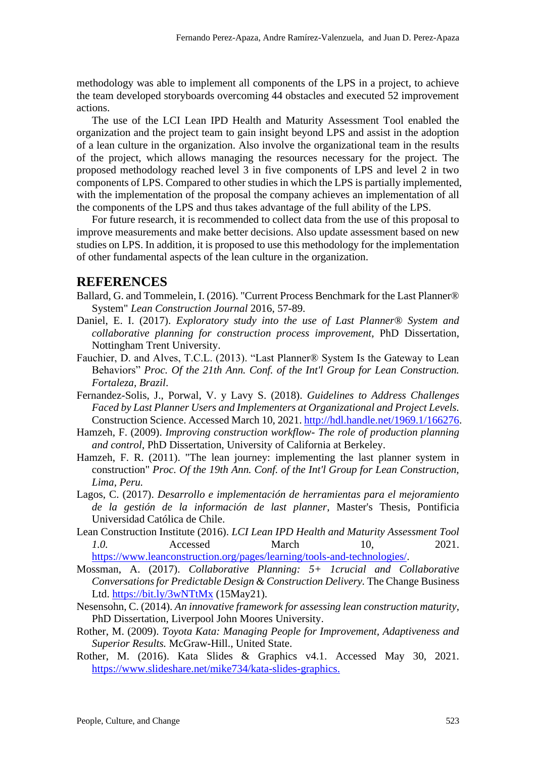methodology was able to implement all components of the LPS in a project, to achieve the team developed storyboards overcoming 44 obstacles and executed 52 improvement actions.

The use of the LCI Lean IPD Health and Maturity Assessment Tool enabled the organization and the project team to gain insight beyond LPS and assist in the adoption of a lean culture in the organization. Also involve the organizational team in the results of the project, which allows managing the resources necessary for the project. The proposed methodology reached level 3 in five components of LPS and level 2 in two components of LPS. Compared to other studies in which the LPS is partially implemented, with the implementation of the proposal the company achieves an implementation of all the components of the LPS and thus takes advantage of the full ability of the LPS.

For future research, it is recommended to collect data from the use of this proposal to improve measurements and make better decisions. Also update assessment based on new studies on LPS. In addition, it is proposed to use this methodology for the implementation of other fundamental aspects of the lean culture in the organization.

## REFERENCES

Ballard, G. and Tommelein, I. (2016). "Current Process Benchmark for the Last Planner® System" *Lean Construction Journal* 2016, 57-89.

Daniel, E. I. (2017). *Exploratory study into the use of Last Planner® System and collaborative planning for construction process improvement*, PhD Dissertation, Nottingham Trent University.

Fauchier, D. and Alves, T.C.L. (2013). "Last Planner® System Is the Gateway to Lean Behaviors" *Proc. Of the 21th Ann. Conf. of the Int'l Group for Lean Construction. Fortaleza, Brazil*.

Fernandez-Solis, J., Porwal, V. y Lavy S. (2018). *Guidelines to Address Challenges Faced by Last Planner Users and Implementers at Organizational and Project Levels*. Construction Science. Accessed March 10, 2021. http://hdl.handle.net/1969.1/166276.

Hamzeh, F. (2009). *Improving construction workflow- The role of production planning and control*, PhD Dissertation, University of California at Berkeley.

Hamzeh, F. R. (2011). "The lean journey: implementing the last planner system in construction" *Proc. Of the 19th Ann. Conf. of the Int'l Group for Lean Construction, Lima, Peru.*

Lagos, C. (2017). *Desarrollo e implementación de herramientas para el mejoramiento de la gestión de la información de last planner*, Master's Thesis, Pontificia Universidad Católica de Chile.

Lean Construction Institute (2016). *LCI Lean IPD Health and Maturity Assessment Tool 1.0.* Accessed March 10, 2021. https://www.leanconstruction.org/pages/learning/tools-and-technologies/.

Mossman, A. (2017). *Collaborative Planning: 5+ 1crucial and Collaborative Conversations for Predictable Design & Construction Delivery.* The Change Business Ltd. https://bit.ly/3wNTtMx (15May21).

Nesensohn, C. (2014). *An innovative framework for assessing lean construction maturity*, PhD Dissertation, Liverpool John Moores University.

Rother, M. (2009). *Toyota Kata: Managing People for Improvement, Adaptiveness and Superior Results.* McGraw-Hill., United State.

Rother, M. (2016). Kata Slides & Graphics v4.1. Accessed May 30, 2021. https://www.slideshare.net/mike734/kata-slides-graphics.